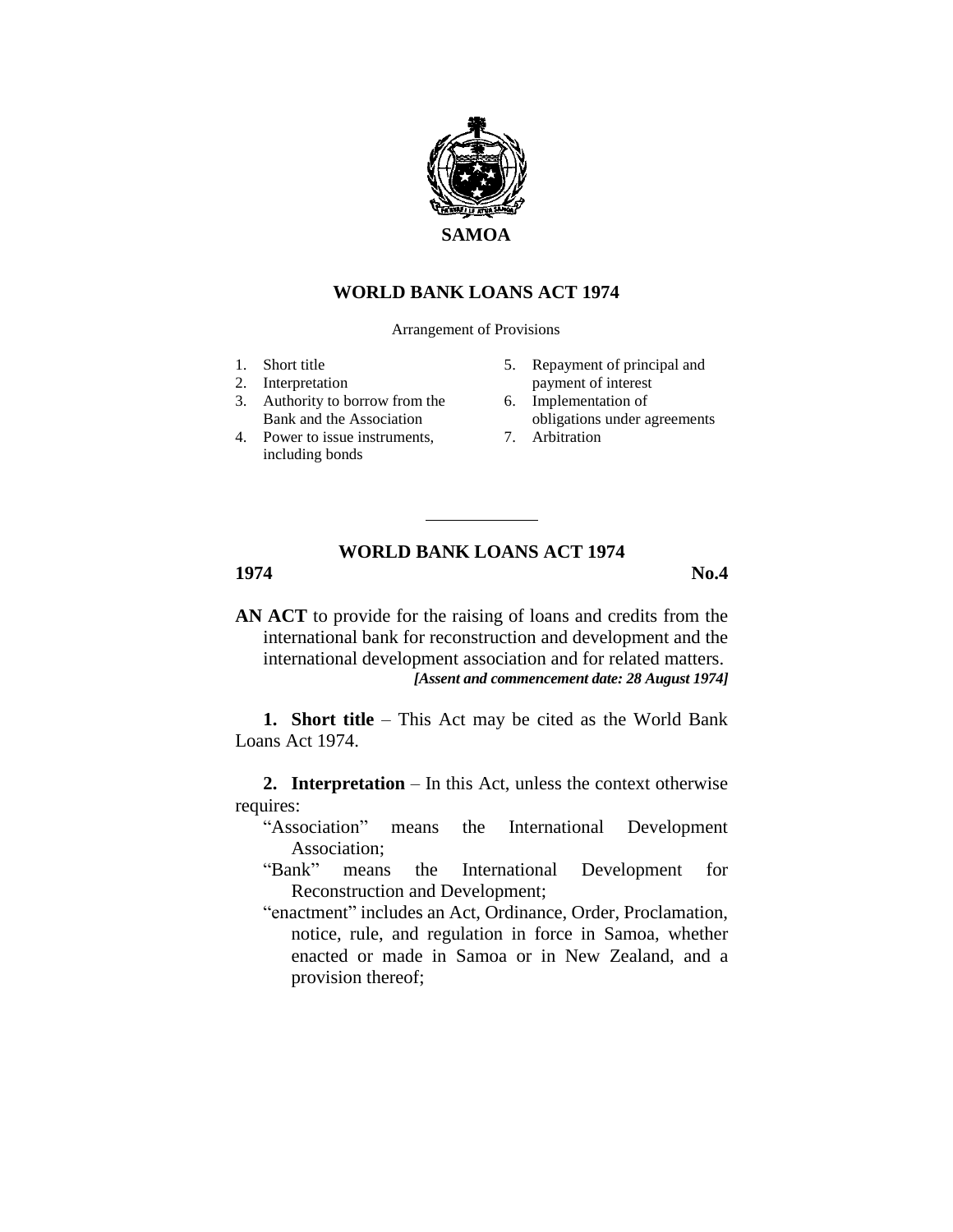**SAMOA**

# WORLD BANK LOANS ACT 1974

Arrangement of Provisions

1. Short title
2. Interpretation
3. Authority to borrow from the Bank and the Association
4. Power to issue instruments, including bonds
5. Repayment of principal and payment of interest
6. Implementation of obligations under agreements
7. Arbitration

---

## WORLD BANK LOANS ACT 1974

**1974** **No.4**

**AN ACT** to provide for the raising of loans and credits from the international bank for reconstruction and development and the international development association and for related matters.

***[Assent and commencement date: 28 August 1974]***

**1. Short title** – This Act may be cited as the World Bank Loans Act 1974.

**2. Interpretation** – In this Act, unless the context otherwise requires:

"Association" means the International Development Association;

"Bank" means the International Development for Reconstruction and Development;

"enactment" includes an Act, Ordinance, Order, Proclamation, notice, rule, and regulation in force in Samoa, whether enacted or made in Samoa or in New Zealand, and a provision thereof;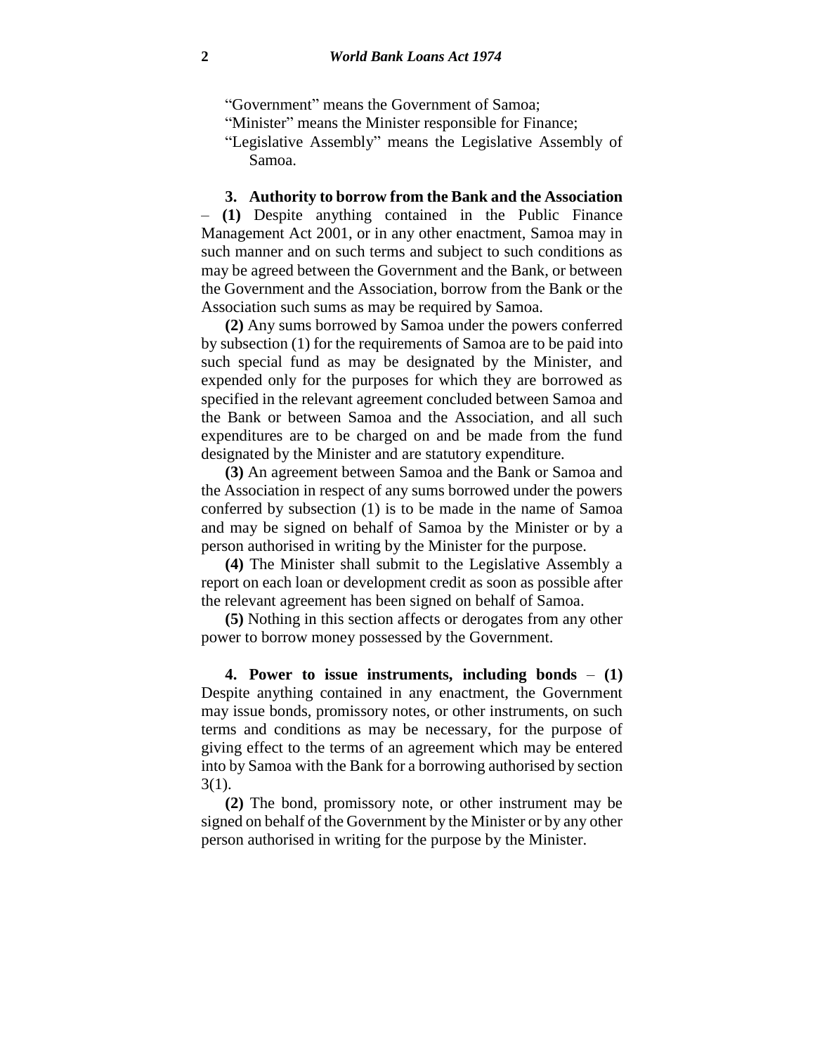"Government" means the Government of Samoa;

"Minister" means the Minister responsible for Finance;

"Legislative Assembly" means the Legislative Assembly of Samoa.

**3. Authority to borrow from the Bank and the Association** – **(1)** Despite anything contained in the Public Finance Management Act 2001, or in any other enactment, Samoa may in such manner and on such terms and subject to such conditions as may be agreed between the Government and the Bank, or between the Government and the Association, borrow from the Bank or the Association such sums as may be required by Samoa.

**(2)** Any sums borrowed by Samoa under the powers conferred by subsection (1) for the requirements of Samoa are to be paid into such special fund as may be designated by the Minister, and expended only for the purposes for which they are borrowed as specified in the relevant agreement concluded between Samoa and the Bank or between Samoa and the Association, and all such expenditures are to be charged on and be made from the fund designated by the Minister and are statutory expenditure.

**(3)** An agreement between Samoa and the Bank or Samoa and the Association in respect of any sums borrowed under the powers conferred by subsection (1) is to be made in the name of Samoa and may be signed on behalf of Samoa by the Minister or by a person authorised in writing by the Minister for the purpose.

**(4)** The Minister shall submit to the Legislative Assembly a report on each loan or development credit as soon as possible after the relevant agreement has been signed on behalf of Samoa.

**(5)** Nothing in this section affects or derogates from any other power to borrow money possessed by the Government.

**4. Power to issue instruments, including bonds** – **(1)** Despite anything contained in any enactment, the Government may issue bonds, promissory notes, or other instruments, on such terms and conditions as may be necessary, for the purpose of giving effect to the terms of an agreement which may be entered into by Samoa with the Bank for a borrowing authorised by section 3(1).

**(2)** The bond, promissory note, or other instrument may be signed on behalf of the Government by the Minister or by any other person authorised in writing for the purpose by the Minister.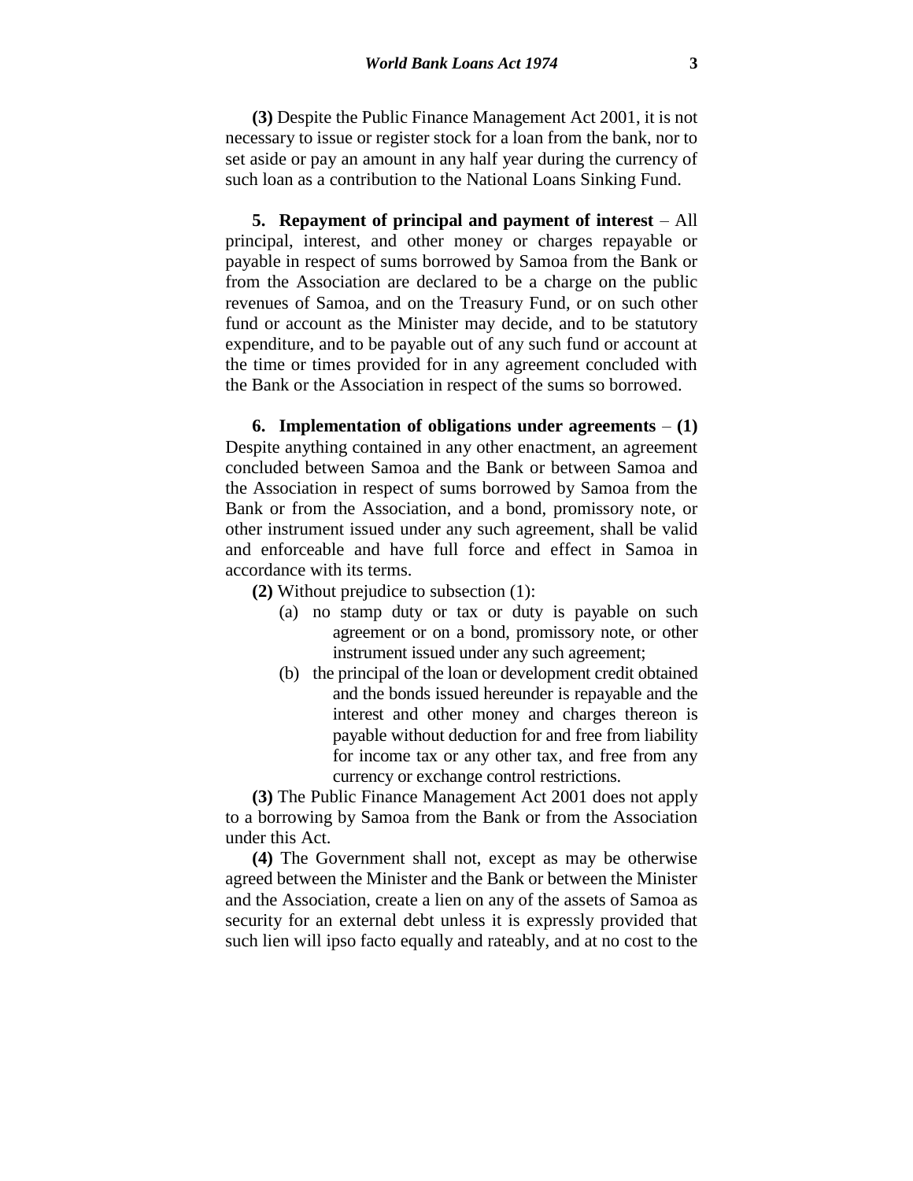**(3)** Despite the Public Finance Management Act 2001, it is not necessary to issue or register stock for a loan from the bank, nor to set aside or pay an amount in any half year during the currency of such loan as a contribution to the National Loans Sinking Fund.

**5. Repayment of principal and payment of interest** – All principal, interest, and other money or charges repayable or payable in respect of sums borrowed by Samoa from the Bank or from the Association are declared to be a charge on the public revenues of Samoa, and on the Treasury Fund, or on such other fund or account as the Minister may decide, and to be statutory expenditure, and to be payable out of any such fund or account at the time or times provided for in any agreement concluded with the Bank or the Association in respect of the sums so borrowed.

**6. Implementation of obligations under agreements** – **(1)** Despite anything contained in any other enactment, an agreement concluded between Samoa and the Bank or between Samoa and the Association in respect of sums borrowed by Samoa from the Bank or from the Association, and a bond, promissory note, or other instrument issued under any such agreement, shall be valid and enforceable and have full force and effect in Samoa in accordance with its terms.

**(2)** Without prejudice to subsection (1):

(a) no stamp duty or tax or duty is payable on such agreement or on a bond, promissory note, or other instrument issued under any such agreement;

(b) the principal of the loan or development credit obtained and the bonds issued hereunder is repayable and the interest and other money and charges thereon is payable without deduction for and free from liability for income tax or any other tax, and free from any currency or exchange control restrictions.

**(3)** The Public Finance Management Act 2001 does not apply to a borrowing by Samoa from the Bank or from the Association under this Act.

**(4)** The Government shall not, except as may be otherwise agreed between the Minister and the Bank or between the Minister and the Association, create a lien on any of the assets of Samoa as security for an external debt unless it is expressly provided that such lien will ipso facto equally and rateably, and at no cost to the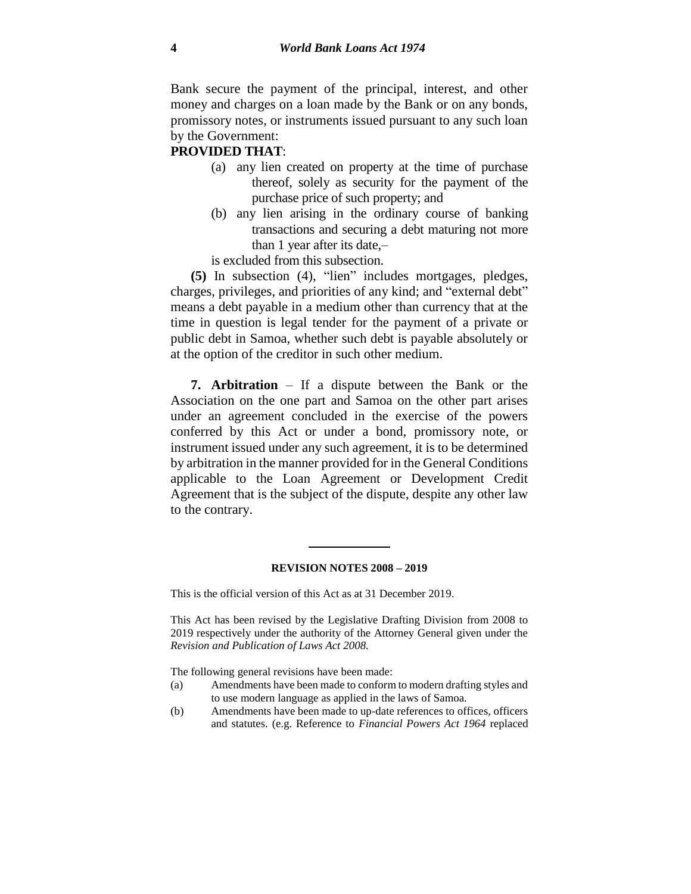Bank secure the payment of the principal, interest, and other money and charges on a loan made by the Bank or on any bonds, promissory notes, or instruments issued pursuant to any such loan by the Government:

**PROVIDED THAT**:

(a) any lien created on property at the time of purchase thereof, solely as security for the payment of the purchase price of such property; and

(b) any lien arising in the ordinary course of banking transactions and securing a debt maturing not more than 1 year after its date,–

is excluded from this subsection.

**(5)** In subsection (4), "lien" includes mortgages, pledges, charges, privileges, and priorities of any kind; and "external debt" means a debt payable in a medium other than currency that at the time in question is legal tender for the payment of a private or public debt in Samoa, whether such debt is payable absolutely or at the option of the creditor in such other medium.

**7. Arbitration** – If a dispute between the Bank or the Association on the one part and Samoa on the other part arises under an agreement concluded in the exercise of the powers conferred by this Act or under a bond, promissory note, or instrument issued under any such agreement, it is to be determined by arbitration in the manner provided for in the General Conditions applicable to the Loan Agreement or Development Credit Agreement that is the subject of the dispute, despite any other law to the contrary.

---

**REVISION NOTES 2008 – 2019**

This is the official version of this Act as at 31 December 2019.

This Act has been revised by the Legislative Drafting Division from 2008 to 2019 respectively under the authority of the Attorney General given under the *Revision and Publication of Laws Act 2008.*

The following general revisions have been made:

(a) Amendments have been made to conform to modern drafting styles and to use modern language as applied in the laws of Samoa.

(b) Amendments have been made to up-date references to offices, officers and statutes. (e.g. Reference to *Financial Powers Act 1964* replaced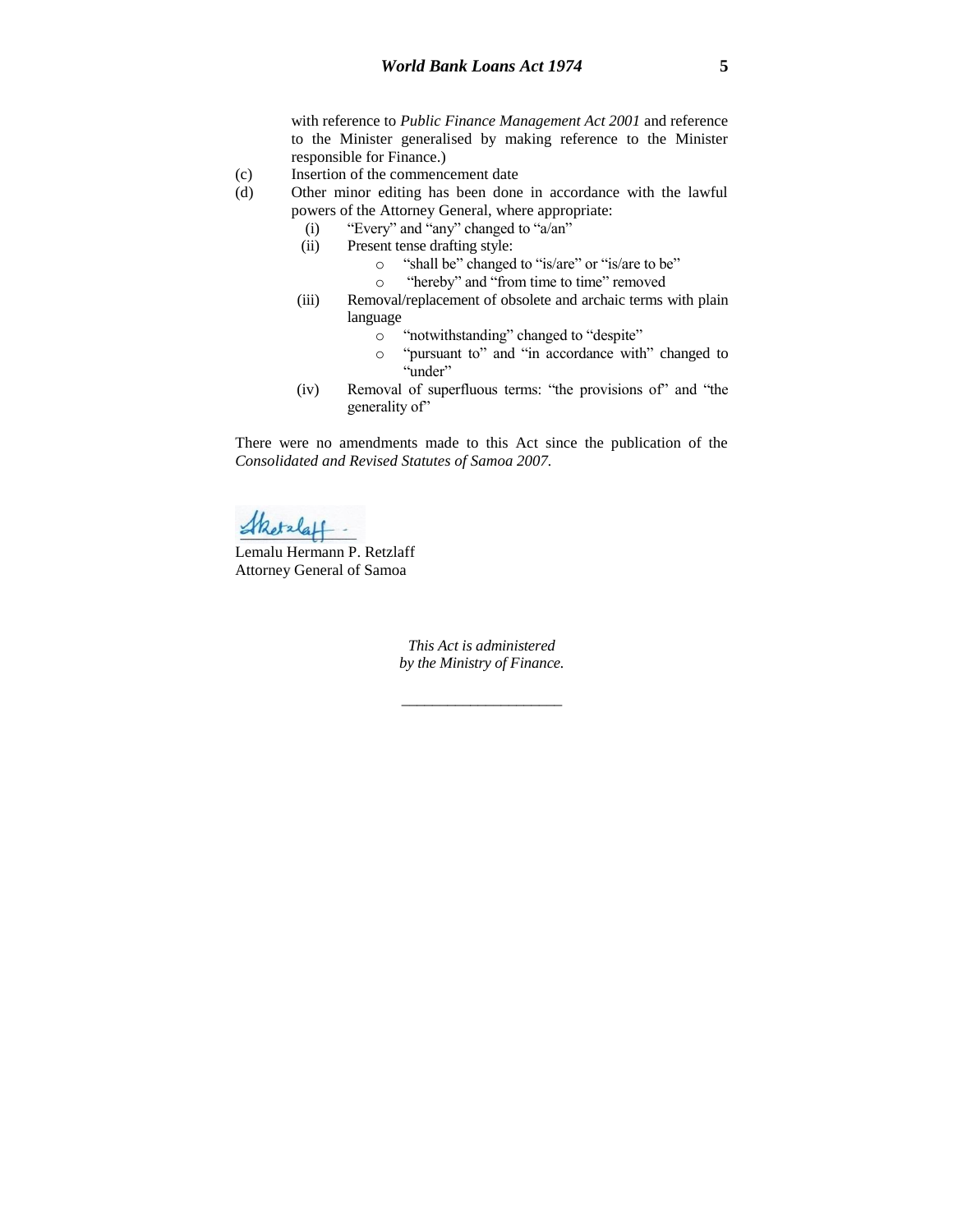with reference to *Public Finance Management Act 2001* and reference to the Minister generalised by making reference to the Minister responsible for Finance.)

(c) Insertion of the commencement date

(d) Other minor editing has been done in accordance with the lawful powers of the Attorney General, where appropriate:

- (i) "Every" and "any" changed to "a/an"
- (ii) Present tense drafting style:
  - "shall be" changed to "is/are" or "is/are to be"
  - "hereby" and "from time to time" removed
- (iii) Removal/replacement of obsolete and archaic terms with plain language
  - "notwithstanding" changed to "despite"
  - "pursuant to" and "in accordance with" changed to "under"
- (iv) Removal of superfluous terms: "the provisions of" and "the generality of"

There were no amendments made to this Act since the publication of the *Consolidated and Revised Statutes of Samoa 2007*.

Lemalu Hermann P. Retzlaff
Attorney General of Samoa

*This Act is administered by the Ministry of Finance.*

---